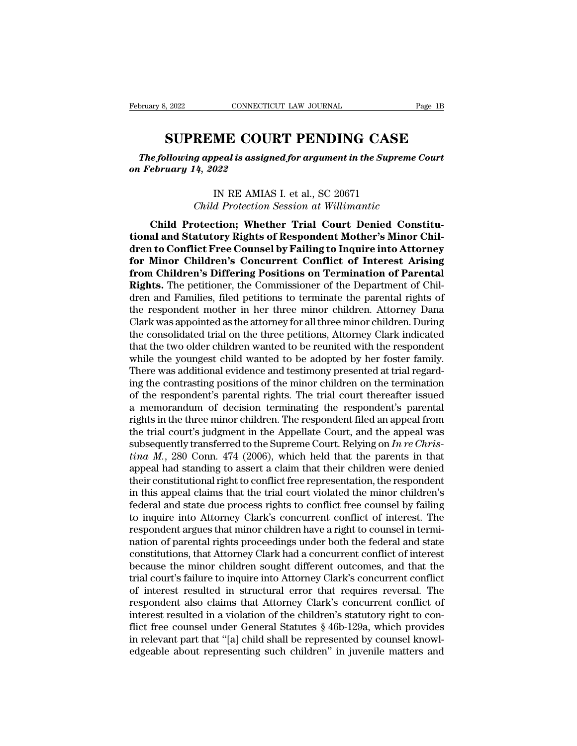# SUPREME COURT PENDING CASE

*The following appeal is assigned for argument in the Supreme Court on February 14, 2022*

IN RE AMIAS I. et al., SC 20671
*Child Protection Session at Willimantic*

**Child Protection; Whether Trial Court Denied Constitutional and Statutory Rights of Respondent Mother's Minor Children to Conflict Free Counsel by Failing to Inquire into Attorney for Minor Children's Concurrent Conflict of Interest Arising from Children's Differing Positions on Termination of Parental Rights.** The petitioner, the Commissioner of the Department of Children and Families, filed petitions to terminate the parental rights of the respondent mother in her three minor children. Attorney Dana Clark was appointed as the attorney for all three minor children. During the consolidated trial on the three petitions, Attorney Clark indicated that the two older children wanted to be reunited with the respondent while the youngest child wanted to be adopted by her foster family. There was additional evidence and testimony presented at trial regarding the contrasting positions of the minor children on the termination of the respondent's parental rights. The trial court thereafter issued a memorandum of decision terminating the respondent's parental rights in the three minor children. The respondent filed an appeal from the trial court's judgment in the Appellate Court, and the appeal was subsequently transferred to the Supreme Court. Relying on *In re Christina M.*, 280 Conn. 474 (2006), which held that the parents in that appeal had standing to assert a claim that their children were denied their constitutional right to conflict free representation, the respondent in this appeal claims that the trial court violated the minor children's federal and state due process rights to conflict free counsel by failing to inquire into Attorney Clark's concurrent conflict of interest. The respondent argues that minor children have a right to counsel in termination of parental rights proceedings under both the federal and state constitutions, that Attorney Clark had a concurrent conflict of interest because the minor children sought different outcomes, and that the trial court's failure to inquire into Attorney Clark's concurrent conflict of interest resulted in structural error that requires reversal. The respondent also claims that Attorney Clark's concurrent conflict of interest resulted in a violation of the children's statutory right to conflict free counsel under General Statutes § 46b-129a, which provides in relevant part that "[a] child shall be represented by counsel knowledgeable about representing such children" in juvenile matters and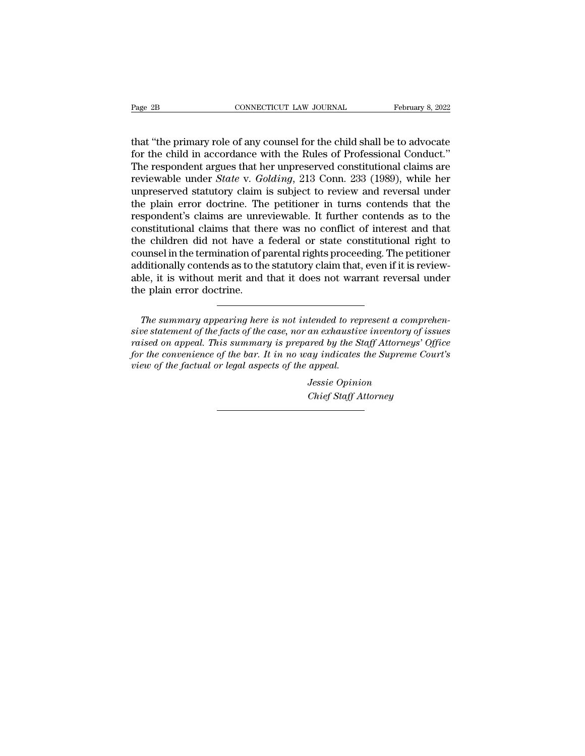that "the primary role of any counsel for the child shall be to advocate for the child in accordance with the Rules of Professional Conduct." The respondent argues that her unpreserved constitutional claims are reviewable under *State* v. *Golding*, 213 Conn. 233 (1989), while her unpreserved statutory claim is subject to review and reversal under the plain error doctrine. The petitioner in turns contends that the respondent's claims are unreviewable. It further contends as to the constitutional claims that there was no conflict of interest and that the children did not have a federal or state constitutional right to counsel in the termination of parental rights proceeding. The petitioner additionally contends as to the statutory claim that, even if it is reviewable, it is without merit and that it does not warrant reversal under the plain error doctrine.

---

*The summary appearing here is not intended to represent a comprehensive statement of the facts of the case, nor an exhaustive inventory of issues raised on appeal. This summary is prepared by the Staff Attorneys' Office for the convenience of the bar. It in no way indicates the Supreme Court's view of the factual or legal aspects of the appeal.*

*Jessie Opinion*
*Chief Staff Attorney*

---